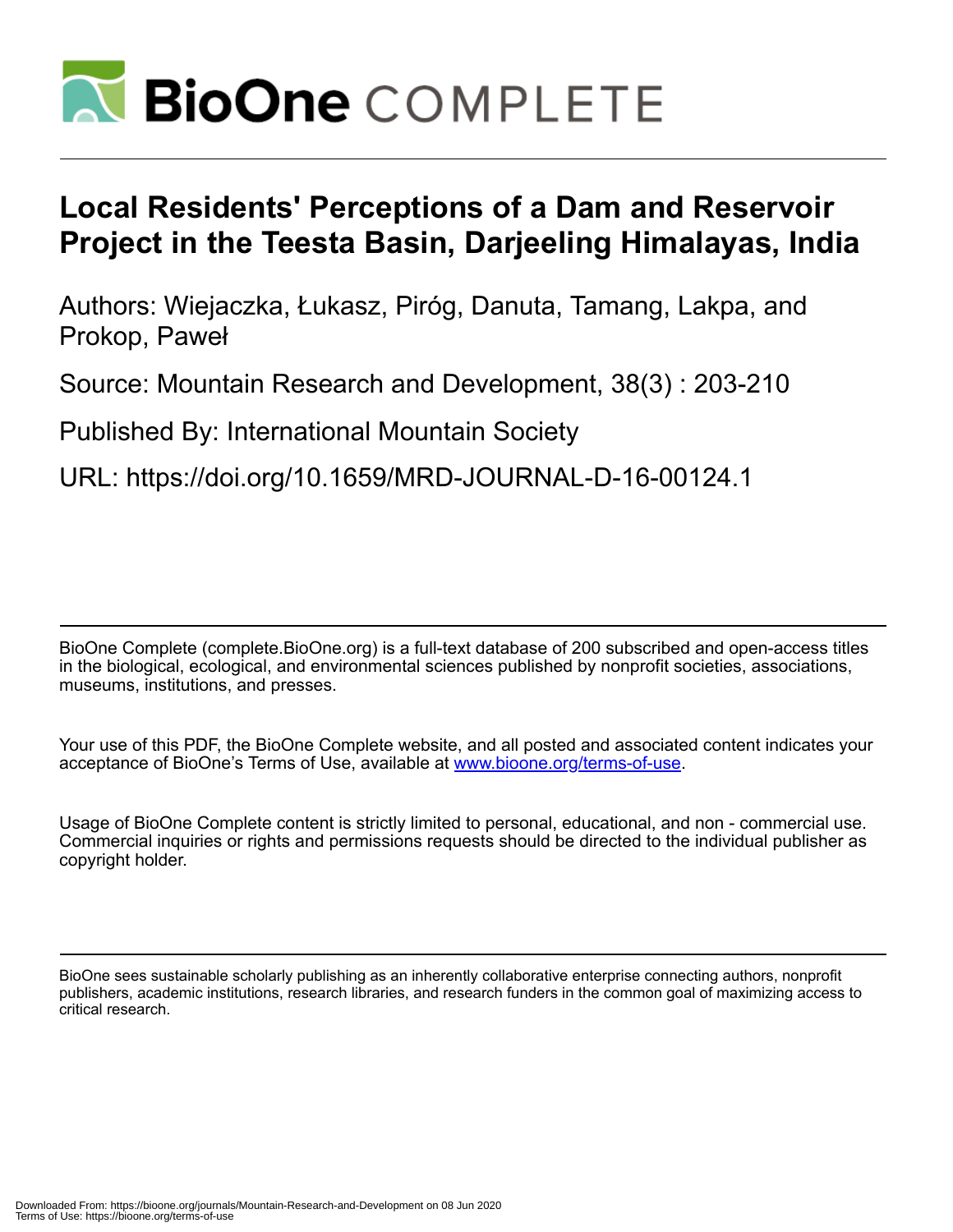# Local Residents' Perceptions of a Dam and Reservoir Project in the Teesta Basin, Darjeeling Himalayas, India

Authors: Wiejaczka, Łukasz, Piróg, Danuta, Tamang, Lakpa, and Prokop, Paweł

Source: Mountain Research and Development, 38(3) : 203-210

Published By: International Mountain Society

URL: https://doi.org/10.1659/MRD-JOURNAL-D-16-00124.1

BioOne Complete (complete.BioOne.org) is a full-text database of 200 subscribed and open-access titles in the biological, ecological, and environmental sciences published by nonprofit societies, associations, museums, institutions, and presses.

Your use of this PDF, the BioOne Complete website, and all posted and associated content indicates your acceptance of BioOne's Terms of Use, available at www.bioone.org/terms-of-use.

Usage of BioOne Complete content is strictly limited to personal, educational, and non - commercial use. Commercial inquiries or rights and permissions requests should be directed to the individual publisher as copyright holder.

BioOne sees sustainable scholarly publishing as an inherently collaborative enterprise connecting authors, nonprofit publishers, academic institutions, research libraries, and research funders in the common goal of maximizing access to critical research.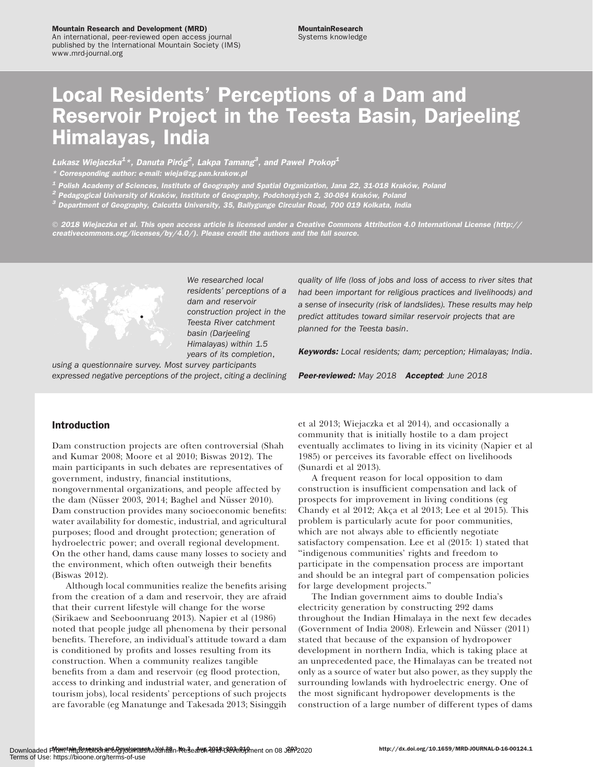Mountain Research and Development (MRD)
An international, peer-reviewed open access journal published by the International Mountain Society (IMS)
www.mrd-journal.org

MountainResearch
Systems knowledge

# Local Residents' Perceptions of a Dam and Reservoir Project in the Teesta Basin, Darjeeling Himalayas, India

*Łukasz Wiejaczka[1]\*, Danuta Piróg[2], Lakpa Tamang[3], and Paweł Prokop[1]*

*\* Corresponding author: e-mail: wieja@zg.pan.krakow.pl*

*[1] Polish Academy of Sciences, Institute of Geography and Spatial Organization, Jana 22, 31-018 Kraków, Poland*
*[2] Pedagogical University of Kraków, Institute of Geography, Podchorążych 2, 30-084 Kraków, Poland*
*[3] Department of Geography, Calcutta University, 35, Ballygunge Circular Road, 700 019 Kolkata, India*

*© 2018 Wiejaczka et al. This open access article is licensed under a Creative Commons Attribution 4.0 International License (http://creativecommons.org/licenses/by/4.0/). Please credit the authors and the full source.*

*We researched local residents' perceptions of a dam and reservoir construction project in the Teesta River catchment basin (Darjeeling Himalayas) within 1.5 years of its completion, using a questionnaire survey. Most survey participants expressed negative perceptions of the project, citing a declining quality of life (loss of jobs and loss of access to river sites that had been important for religious practices and livelihoods) and a sense of insecurity (risk of landslides). These results may help predict attitudes toward similar reservoir projects that are planned for the Teesta basin.*

***Keywords:*** *Local residents; dam; perception; Himalayas; India.*

***Peer-reviewed:*** *May 2018* ***Accepted****: June 2018*

## Introduction

Dam construction projects are often controversial (Shah and Kumar 2008; Moore et al 2010; Biswas 2012). The main participants in such debates are representatives of government, industry, financial institutions, nongovernmental organizations, and people affected by the dam (Nüsser 2003, 2014; Baghel and Nüsser 2010). Dam construction provides many socioeconomic benefits: water availability for domestic, industrial, and agricultural purposes; flood and drought protection; generation of hydroelectric power; and overall regional development. On the other hand, dams cause many losses to society and the environment, which often outweigh their benefits (Biswas 2012).

Although local communities realize the benefits arising from the creation of a dam and reservoir, they are afraid that their current lifestyle will change for the worse (Sirikaew and Seeboonruang 2013). Napier et al (1986) noted that people judge all phenomena by their personal benefits. Therefore, an individual's attitude toward a dam is conditioned by profits and losses resulting from its construction. When a community realizes tangible benefits from a dam and reservoir (eg flood protection, access to drinking and industrial water, and generation of tourism jobs), local residents' perceptions of such projects are favorable (eg Manatunge and Takesada 2013; Sisinggih et al 2013; Wiejaczka et al 2014), and occasionally a community that is initially hostile to a dam project eventually acclimates to living in its vicinity (Napier et al 1985) or perceives its favorable effect on livelihoods (Sunardi et al 2013).

A frequent reason for local opposition to dam construction is insufficient compensation and lack of prospects for improvement in living conditions (eg Chandy et al 2012; Akça et al 2013; Lee et al 2015). This problem is particularly acute for poor communities, which are not always able to efficiently negotiate satisfactory compensation. Lee et al (2015: 1) stated that "indigenous communities' rights and freedom to participate in the compensation process are important and should be an integral part of compensation policies for large development projects."

The Indian government aims to double India's electricity generation by constructing 292 dams throughout the Indian Himalaya in the next few decades (Government of India 2008). Erlewein and Nüsser (2011) stated that because of the expansion of hydropower development in northern India, which is taking place at an unprecedented pace, the Himalayas can be treated not only as a source of water but also power, as they supply the surrounding lowlands with hydroelectric energy. One of the most significant hydropower developments is the construction of a large number of different types of dams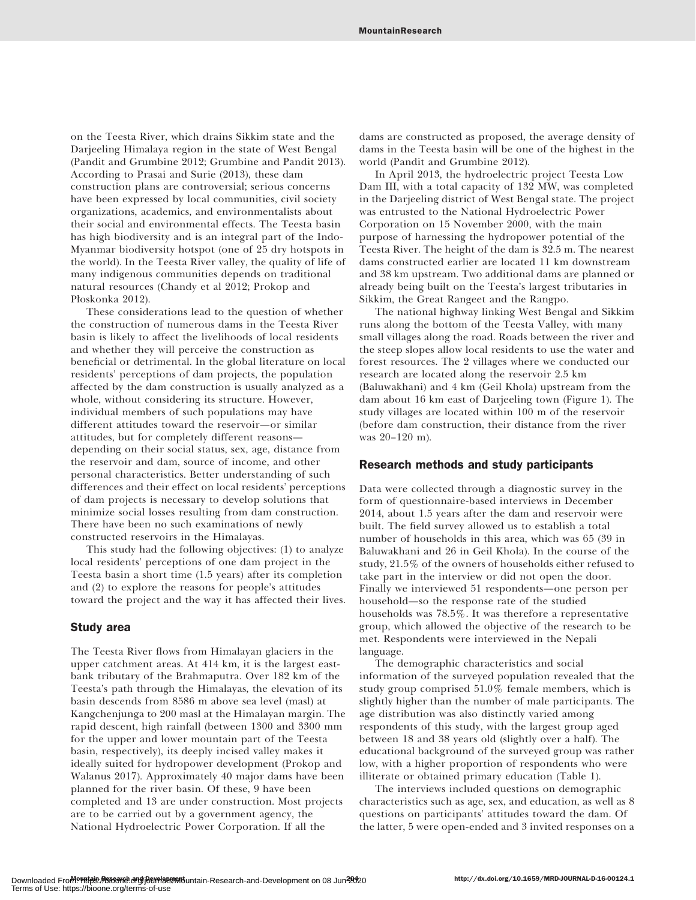on the Teesta River, which drains Sikkim state and the Darjeeling Himalaya region in the state of West Bengal (Pandit and Grumbine 2012; Grumbine and Pandit 2013). According to Prasai and Surie (2013), these dam construction plans are controversial; serious concerns have been expressed by local communities, civil society organizations, academics, and environmentalists about their social and environmental effects. The Teesta basin has high biodiversity and is an integral part of the Indo-Myanmar biodiversity hotspot (one of 25 dry hotspots in the world). In the Teesta River valley, the quality of life of many indigenous communities depends on traditional natural resources (Chandy et al 2012; Prokop and Płoskonka 2012).

These considerations lead to the question of whether the construction of numerous dams in the Teesta River basin is likely to affect the livelihoods of local residents and whether they will perceive the construction as beneficial or detrimental. In the global literature on local residents' perceptions of dam projects, the population affected by the dam construction is usually analyzed as a whole, without considering its structure. However, individual members of such populations may have different attitudes toward the reservoir—or similar attitudes, but for completely different reasons—depending on their social status, sex, age, distance from the reservoir and dam, source of income, and other personal characteristics. Better understanding of such differences and their effect on local residents' perceptions of dam projects is necessary to develop solutions that minimize social losses resulting from dam construction. There have been no such examinations of newly constructed reservoirs in the Himalayas.

This study had the following objectives: (1) to analyze local residents' perceptions of one dam project in the Teesta basin a short time (1.5 years) after its completion and (2) to explore the reasons for people's attitudes toward the project and the way it has affected their lives.

## Study area

The Teesta River flows from Himalayan glaciers in the upper catchment areas. At 414 km, it is the largest east-bank tributary of the Brahmaputra. Over 182 km of the Teesta's path through the Himalayas, the elevation of its basin descends from 8586 m above sea level (masl) at Kangchenjunga to 200 masl at the Himalayan margin. The rapid descent, high rainfall (between 1300 and 3300 mm for the upper and lower mountain part of the Teesta basin, respectively), its deeply incised valley makes it ideally suited for hydropower development (Prokop and Walanus 2017). Approximately 40 major dams have been planned for the river basin. Of these, 9 have been completed and 13 are under construction. Most projects are to be carried out by a government agency, the National Hydroelectric Power Corporation. If all the dams are constructed as proposed, the average density of dams in the Teesta basin will be one of the highest in the world (Pandit and Grumbine 2012).

In April 2013, the hydroelectric project Teesta Low Dam III, with a total capacity of 132 MW, was completed in the Darjeeling district of West Bengal state. The project was entrusted to the National Hydroelectric Power Corporation on 15 November 2000, with the main purpose of harnessing the hydropower potential of the Teesta River. The height of the dam is 32.5 m. The nearest dams constructed earlier are located 11 km downstream and 38 km upstream. Two additional dams are planned or already being built on the Teesta's largest tributaries in Sikkim, the Great Rangeet and the Rangpo.

The national highway linking West Bengal and Sikkim runs along the bottom of the Teesta Valley, with many small villages along the road. Roads between the river and the steep slopes allow local residents to use the water and forest resources. The 2 villages where we conducted our research are located along the reservoir 2.5 km (Baluwakhani) and 4 km (Geil Khola) upstream from the dam about 16 km east of Darjeeling town (Figure 1). The study villages are located within 100 m of the reservoir (before dam construction, their distance from the river was 20–120 m).

## Research methods and study participants

Data were collected through a diagnostic survey in the form of questionnaire-based interviews in December 2014, about 1.5 years after the dam and reservoir were built. The field survey allowed us to establish a total number of households in this area, which was 65 (39 in Baluwakhani and 26 in Geil Khola). In the course of the study, 21.5% of the owners of households either refused to take part in the interview or did not open the door. Finally we interviewed 51 respondents—one person per household—so the response rate of the studied households was 78.5%. It was therefore a representative group, which allowed the objective of the research to be met. Respondents were interviewed in the Nepali language.

The demographic characteristics and social information of the surveyed population revealed that the study group comprised 51.0% female members, which is slightly higher than the number of male participants. The age distribution was also distinctly varied among respondents of this study, with the largest group aged between 18 and 38 years old (slightly over a half). The educational background of the surveyed group was rather low, with a higher proportion of respondents who were illiterate or obtained primary education (Table 1).

The interviews included questions on demographic characteristics such as age, sex, and education, as well as 8 questions on participants' attitudes toward the dam. Of the latter, 5 were open-ended and 3 invited responses on a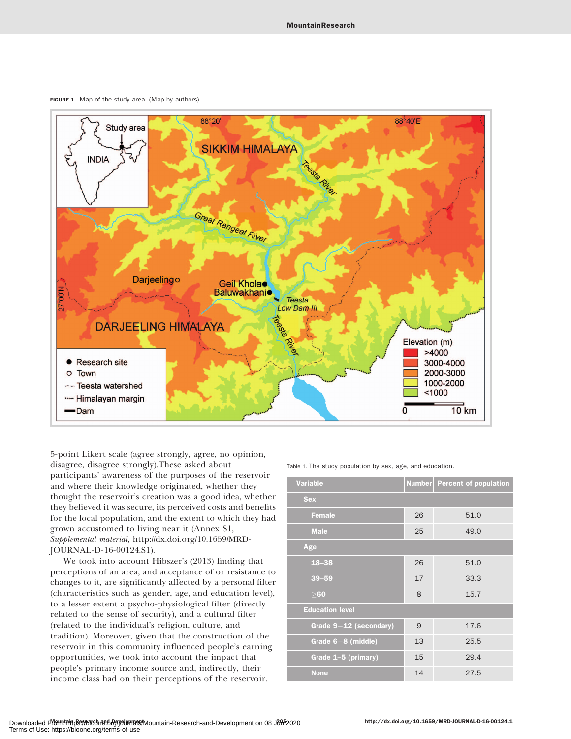FIGURE 1 Map of the study area. (Map by authors)

5-point Likert scale (agree strongly, agree, no opinion, disagree, disagree strongly).These asked about participants' awareness of the purposes of the reservoir and where their knowledge originated, whether they thought the reservoir's creation was a good idea, whether they believed it was secure, its perceived costs and benefits for the local population, and the extent to which they had grown accustomed to living near it (Annex S1, *Supplemental material*, http://dx.doi.org/10.1659/MRD-JOURNAL-D-16-00124.S1).

We took into account Hibszer's (2013) finding that perceptions of an area, and acceptance of or resistance to changes to it, are significantly affected by a personal filter (characteristics such as gender, age, and education level), to a lesser extent a psycho-physiological filter (directly related to the sense of security), and a cultural filter (related to the individual's religion, culture, and tradition). Moreover, given that the construction of the reservoir in this community influenced people's earning opportunities, we took into account the impact that people's primary income source and, indirectly, their income class had on their perceptions of the reservoir.

Table 1. The study population by sex, age, and education.

| Variable | Number | Percent of population |
|---|---|---|
| **Sex** | | |
| Female | 26 | 51.0 |
| Male | 25 | 49.0 |
| **Age** | | |
| 18–38 | 26 | 51.0 |
| 39–59 | 17 | 33.3 |
| ≥60 | 8 | 15.7 |
| **Education level** | | |
| Grade 9–12 (secondary) | 9 | 17.6 |
| Grade 6–8 (middle) | 13 | 25.5 |
| Grade 1–5 (primary) | 15 | 29.4 |
| None | 14 | 27.5 |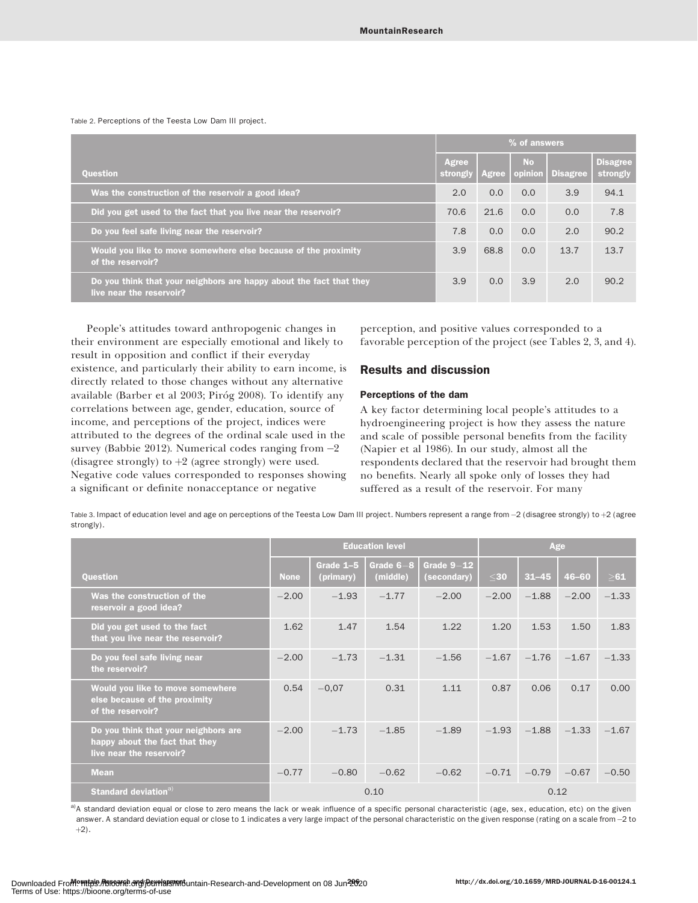Table 2. Perceptions of the Teesta Low Dam III project.

| Question | % of answers | | | | |
|---|---|---|---|---|---|
| | Agree strongly | Agree | No opinion | Disagree | Disagree strongly |
| Was the construction of the reservoir a good idea? | 2.0 | 0.0 | 0.0 | 3.9 | 94.1 |
| Did you get used to the fact that you live near the reservoir? | 70.6 | 21.6 | 0.0 | 0.0 | 7.8 |
| Do you feel safe living near the reservoir? | 7.8 | 0.0 | 0.0 | 2.0 | 90.2 |
| Would you like to move somewhere else because of the proximity of the reservoir? | 3.9 | 68.8 | 0.0 | 13.7 | 13.7 |
| Do you think that your neighbors are happy about the fact that they live near the reservoir? | 3.9 | 0.0 | 3.9 | 2.0 | 90.2 |

People's attitudes toward anthropogenic changes in their environment are especially emotional and likely to result in opposition and conflict if their everyday existence, and particularly their ability to earn income, is directly related to those changes without any alternative available (Barber et al 2003; Piróg 2008). To identify any correlations between age, gender, education, source of income, and perceptions of the project, indices were attributed to the degrees of the ordinal scale used in the survey (Babbie 2012). Numerical codes ranging from −2 (disagree strongly) to +2 (agree strongly) were used. Negative code values corresponded to responses showing a significant or definite nonacceptance or negative perception, and positive values corresponded to a favorable perception of the project (see Tables 2, 3, and 4).

## Results and discussion

### Perceptions of the dam

A key factor determining local people's attitudes to a hydroengineering project is how they assess the nature and scale of possible personal benefits from the facility (Napier et al 1986). In our study, almost all the respondents declared that the reservoir had brought them no benefits. Nearly all spoke only of losses they had suffered as a result of the reservoir. For many

Table 3. Impact of education level and age on perceptions of the Teesta Low Dam III project. Numbers represent a range from −2 (disagree strongly) to +2 (agree strongly).

| Question | Education level | | | | Age | | | |
|---|---|---|---|---|---|---|---|---|
| | None | Grade 1–5 (primary) | Grade 6–8 (middle) | Grade 9–12 (secondary) | ≤30 | 31–45 | 46–60 | ≥61 |
| Was the construction of the reservoir a good idea? | −2.00 | −1.93 | −1.77 | −2.00 | −2.00 | −1.88 | −2.00 | −1.33 |
| Did you get used to the fact that you live near the reservoir? | 1.62 | 1.47 | 1.54 | 1.22 | 1.20 | 1.53 | 1.50 | 1.83 |
| Do you feel safe living near the reservoir? | −2.00 | −1.73 | −1.31 | −1.56 | −1.67 | −1.76 | −1.67 | −1.33 |
| Would you like to move somewhere else because of the proximity of the reservoir? | 0.54 | −0,07 | 0.31 | 1.11 | 0.87 | 0.06 | 0.17 | 0.00 |
| Do you think that your neighbors are happy about the fact that they live near the reservoir? | −2.00 | −1.73 | −1.85 | −1.89 | −1.93 | −1.88 | −1.33 | −1.67 |
| Mean | −0.77 | −0.80 | −0.62 | −0.62 | −0.71 | −0.79 | −0.67 | −0.50 |
| Standard deviation[a)] | 0.10 | | | | 0.12 | | | |

[a)]A standard deviation equal or close to zero means the lack or weak influence of a specific personal characteristic (age, sex, education, etc) on the given answer. A standard deviation equal or close to 1 indicates a very large impact of the personal characteristic on the given response (rating on a scale from −2 to +2).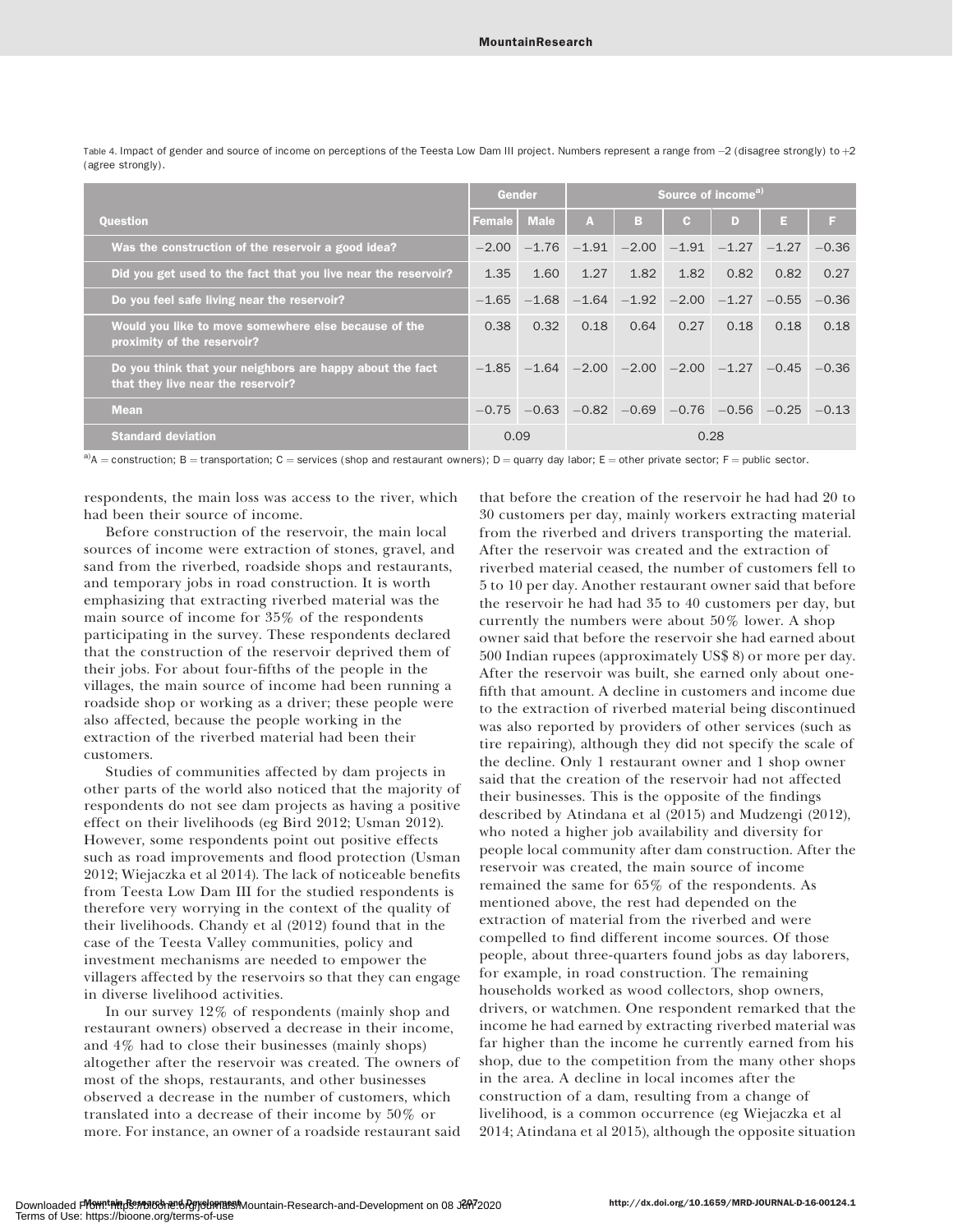Table 4. Impact of gender and source of income on perceptions of the Teesta Low Dam III project. Numbers represent a range from −2 (disagree strongly) to +2 (agree strongly).

| | Gender | | Source of income[a)] | | | | | |
|---|---|---|---|---|---|---|---|---|
| Question | Female | Male | A | B | C | D | E | F |
| Was the construction of the reservoir a good idea? | −2.00 | −1.76 | −1.91 | −2.00 | −1.91 | −1.27 | −1.27 | −0.36 |
| Did you get used to the fact that you live near the reservoir? | 1.35 | 1.60 | 1.27 | 1.82 | 1.82 | 0.82 | 0.82 | 0.27 |
| Do you feel safe living near the reservoir? | −1.65 | −1.68 | −1.64 | −1.92 | −2.00 | −1.27 | −0.55 | −0.36 |
| Would you like to move somewhere else because of the proximity of the reservoir? | 0.38 | 0.32 | 0.18 | 0.64 | 0.27 | 0.18 | 0.18 | 0.18 |
| Do you think that your neighbors are happy about the fact that they live near the reservoir? | −1.85 | −1.64 | −2.00 | −2.00 | −2.00 | −1.27 | −0.45 | −0.36 |
| Mean | −0.75 | −0.63 | −0.82 | −0.69 | −0.76 | −0.56 | −0.25 | −0.13 |
| Standard deviation | 0.09 | | 0.28 | | | | | |

[a)] A = construction; B = transportation; C = services (shop and restaurant owners); D = quarry day labor; E = other private sector; F = public sector.

respondents, the main loss was access to the river, which had been their source of income.

Before construction of the reservoir, the main local sources of income were extraction of stones, gravel, and sand from the riverbed, roadside shops and restaurants, and temporary jobs in road construction. It is worth emphasizing that extracting riverbed material was the main source of income for 35% of the respondents participating in the survey. These respondents declared that the construction of the reservoir deprived them of their jobs. For about four-fifths of the people in the villages, the main source of income had been running a roadside shop or working as a driver; these people were also affected, because the people working in the extraction of the riverbed material had been their customers.

Studies of communities affected by dam projects in other parts of the world also noticed that the majority of respondents do not see dam projects as having a positive effect on their livelihoods (eg Bird 2012; Usman 2012). However, some respondents point out positive effects such as road improvements and flood protection (Usman 2012; Wiejaczka et al 2014). The lack of noticeable benefits from Teesta Low Dam III for the studied respondents is therefore very worrying in the context of the quality of their livelihoods. Chandy et al (2012) found that in the case of the Teesta Valley communities, policy and investment mechanisms are needed to empower the villagers affected by the reservoirs so that they can engage in diverse livelihood activities.

In our survey 12% of respondents (mainly shop and restaurant owners) observed a decrease in their income, and 4% had to close their businesses (mainly shops) altogether after the reservoir was created. The owners of most of the shops, restaurants, and other businesses observed a decrease in the number of customers, which translated into a decrease of their income by 50% or more. For instance, an owner of a roadside restaurant said that before the creation of the reservoir he had had 20 to 30 customers per day, mainly workers extracting material from the riverbed and drivers transporting the material. After the reservoir was created and the extraction of riverbed material ceased, the number of customers fell to 5 to 10 per day. Another restaurant owner said that before the reservoir he had had 35 to 40 customers per day, but currently the numbers were about 50% lower. A shop owner said that before the reservoir she had earned about 500 Indian rupees (approximately US$ 8) or more per day. After the reservoir was built, she earned only about one-fifth that amount. A decline in customers and income due to the extraction of riverbed material being discontinued was also reported by providers of other services (such as tire repairing), although they did not specify the scale of the decline. Only 1 restaurant owner and 1 shop owner said that the creation of the reservoir had not affected their businesses. This is the opposite of the findings described by Atindana et al (2015) and Mudzengi (2012), who noted a higher job availability and diversity for people local community after dam construction. After the reservoir was created, the main source of income remained the same for 65% of the respondents. As mentioned above, the rest had depended on the extraction of material from the riverbed and were compelled to find different income sources. Of those people, about three-quarters found jobs as day laborers, for example, in road construction. The remaining households worked as wood collectors, shop owners, drivers, or watchmen. One respondent remarked that the income he had earned by extracting riverbed material was far higher than the income he currently earned from his shop, due to the competition from the many other shops in the area. A decline in local incomes after the construction of a dam, resulting from a change of livelihood, is a common occurrence (eg Wiejaczka et al 2014; Atindana et al 2015), although the opposite situation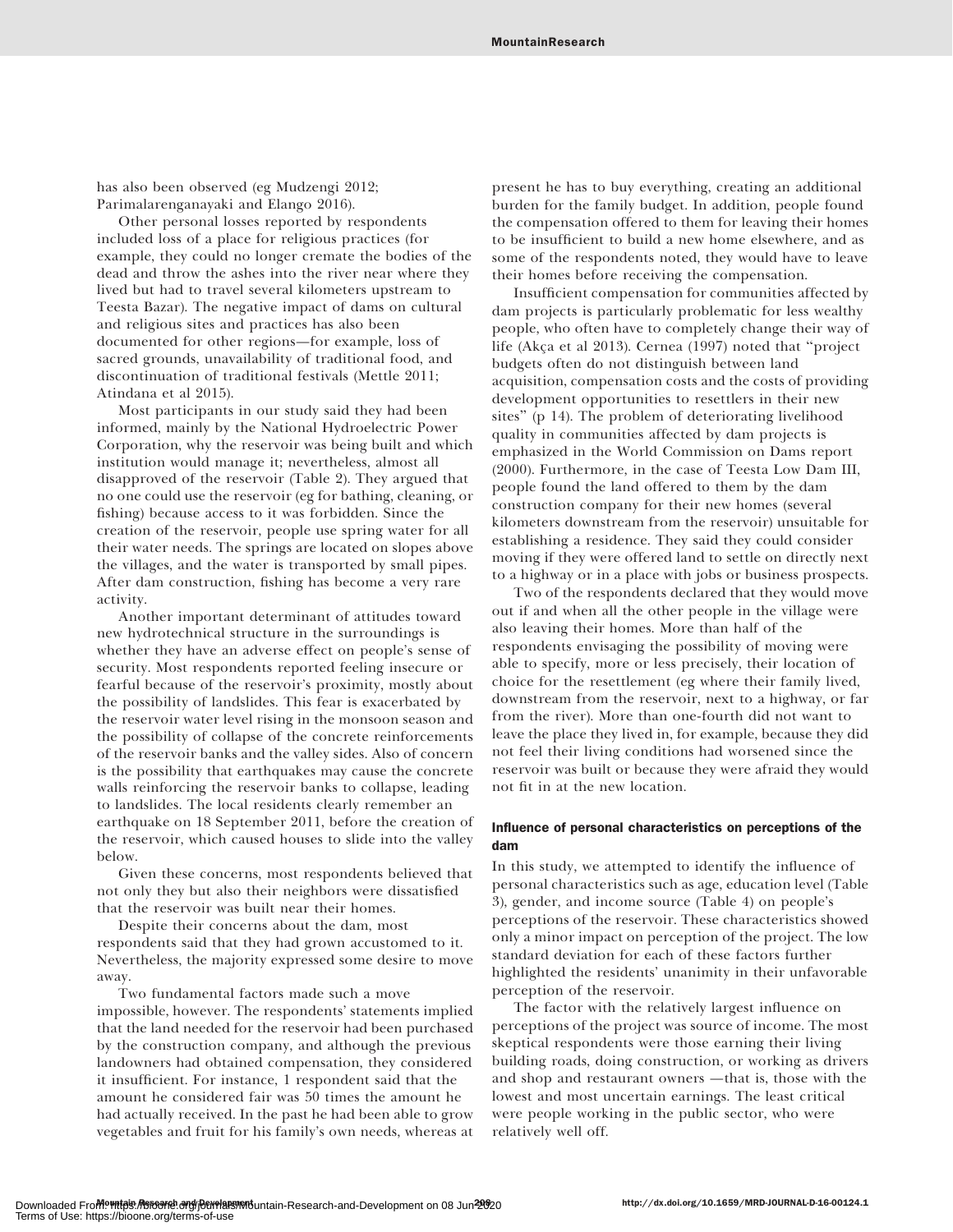has also been observed (eg Mudzengi 2012; Parimalarenganayaki and Elango 2016).

Other personal losses reported by respondents included loss of a place for religious practices (for example, they could no longer cremate the bodies of the dead and throw the ashes into the river near where they lived but had to travel several kilometers upstream to Teesta Bazar). The negative impact of dams on cultural and religious sites and practices has also been documented for other regions—for example, loss of sacred grounds, unavailability of traditional food, and discontinuation of traditional festivals (Mettle 2011; Atindana et al 2015).

Most participants in our study said they had been informed, mainly by the National Hydroelectric Power Corporation, why the reservoir was being built and which institution would manage it; nevertheless, almost all disapproved of the reservoir (Table 2). They argued that no one could use the reservoir (eg for bathing, cleaning, or fishing) because access to it was forbidden. Since the creation of the reservoir, people use spring water for all their water needs. The springs are located on slopes above the villages, and the water is transported by small pipes. After dam construction, fishing has become a very rare activity.

Another important determinant of attitudes toward new hydrotechnical structure in the surroundings is whether they have an adverse effect on people's sense of security. Most respondents reported feeling insecure or fearful because of the reservoir's proximity, mostly about the possibility of landslides. This fear is exacerbated by the reservoir water level rising in the monsoon season and the possibility of collapse of the concrete reinforcements of the reservoir banks and the valley sides. Also of concern is the possibility that earthquakes may cause the concrete walls reinforcing the reservoir banks to collapse, leading to landslides. The local residents clearly remember an earthquake on 18 September 2011, before the creation of the reservoir, which caused houses to slide into the valley below.

Given these concerns, most respondents believed that not only they but also their neighbors were dissatisfied that the reservoir was built near their homes.

Despite their concerns about the dam, most respondents said that they had grown accustomed to it. Nevertheless, the majority expressed some desire to move away.

Two fundamental factors made such a move impossible, however. The respondents' statements implied that the land needed for the reservoir had been purchased by the construction company, and although the previous landowners had obtained compensation, they considered it insufficient. For instance, 1 respondent said that the amount he considered fair was 50 times the amount he had actually received. In the past he had been able to grow vegetables and fruit for his family's own needs, whereas at present he has to buy everything, creating an additional burden for the family budget. In addition, people found the compensation offered to them for leaving their homes to be insufficient to build a new home elsewhere, and as some of the respondents noted, they would have to leave their homes before receiving the compensation.

Insufficient compensation for communities affected by dam projects is particularly problematic for less wealthy people, who often have to completely change their way of life (Akça et al 2013). Cernea (1997) noted that "project budgets often do not distinguish between land acquisition, compensation costs and the costs of providing development opportunities to resettlers in their new sites" (p 14). The problem of deteriorating livelihood quality in communities affected by dam projects is emphasized in the World Commission on Dams report (2000). Furthermore, in the case of Teesta Low Dam III, people found the land offered to them by the dam construction company for their new homes (several kilometers downstream from the reservoir) unsuitable for establishing a residence. They said they could consider moving if they were offered land to settle on directly next to a highway or in a place with jobs or business prospects.

Two of the respondents declared that they would move out if and when all the other people in the village were also leaving their homes. More than half of the respondents envisaging the possibility of moving were able to specify, more or less precisely, their location of choice for the resettlement (eg where their family lived, downstream from the reservoir, next to a highway, or far from the river). More than one-fourth did not want to leave the place they lived in, for example, because they did not feel their living conditions had worsened since the reservoir was built or because they were afraid they would not fit in at the new location.

### Influence of personal characteristics on perceptions of the dam

In this study, we attempted to identify the influence of personal characteristics such as age, education level (Table 3), gender, and income source (Table 4) on people's perceptions of the reservoir. These characteristics showed only a minor impact on perception of the project. The low standard deviation for each of these factors further highlighted the residents' unanimity in their unfavorable perception of the reservoir.

The factor with the relatively largest influence on perceptions of the project was source of income. The most skeptical respondents were those earning their living building roads, doing construction, or working as drivers and shop and restaurant owners —that is, those with the lowest and most uncertain earnings. The least critical were people working in the public sector, who were relatively well off.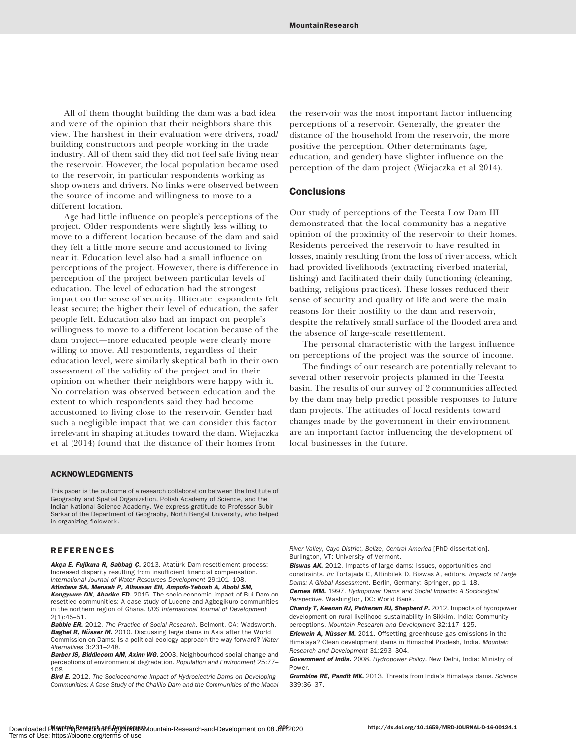All of them thought building the dam was a bad idea and were of the opinion that their neighbors share this view. The harshest in their evaluation were drivers, road/building constructors and people working in the trade industry. All of them said they did not feel safe living near the reservoir. However, the local population became used to the reservoir, in particular respondents working as shop owners and drivers. No links were observed between the source of income and willingness to move to a different location.

Age had little influence on people's perceptions of the project. Older respondents were slightly less willing to move to a different location because of the dam and said they felt a little more secure and accustomed to living near it. Education level also had a small influence on perceptions of the project. However, there is difference in perception of the project between particular levels of education. The level of education had the strongest impact on the sense of security. Illiterate respondents felt least secure; the higher their level of education, the safer people felt. Education also had an impact on people's willingness to move to a different location because of the dam project—more educated people were clearly more willing to move. All respondents, regardless of their education level, were similarly skeptical both in their own assessment of the validity of the project and in their opinion on whether their neighbors were happy with it. No correlation was observed between education and the extent to which respondents said they had become accustomed to living close to the reservoir. Gender had such a negligible impact that we can consider this factor irrelevant in shaping attitudes toward the dam. Wiejaczka et al (2014) found that the distance of their homes from the reservoir was the most important factor influencing perceptions of a reservoir. Generally, the greater the distance of the household from the reservoir, the more positive the perception. Other determinants (age, education, and gender) have slighter influence on the perception of the dam project (Wiejaczka et al 2014).

## Conclusions

Our study of perceptions of the Teesta Low Dam III demonstrated that the local community has a negative opinion of the proximity of the reservoir to their homes. Residents perceived the reservoir to have resulted in losses, mainly resulting from the loss of river access, which had provided livelihoods (extracting riverbed material, fishing) and facilitated their daily functioning (cleaning, bathing, religious practices). These losses reduced their sense of security and quality of life and were the main reasons for their hostility to the dam and reservoir, despite the relatively small surface of the flooded area and the absence of large-scale resettlement.

The personal characteristic with the largest influence on perceptions of the project was the source of income.

The findings of our research are potentially relevant to several other reservoir projects planned in the Teesta basin. The results of our survey of 2 communities affected by the dam may help predict possible responses to future dam projects. The attitudes of local residents toward changes made by the government in their environment are an important factor influencing the development of local businesses in the future.

## ACKNOWLEDGMENTS

This paper is the outcome of a research collaboration between the Institute of Geography and Spatial Organization, Polish Academy of Science, and the Indian National Science Academy. We express gratitude to Professor Subir Sarkar of the Department of Geography, North Bengal University, who helped in organizing fieldwork.

## REFERENCES

***Akça E, Fujikura R, Sabbağ Ç.*** 2013. Atatürk Dam resettlement process: Increased disparity resulting from insufficient financial compensation. *International Journal of Water Resources Development* 29:101–108.

***Atindana SA, Mensah P, Alhassan EH, Ampofo-Yeboah A, Abobi SM, Kongyuure DN, Abarike ED.*** 2015. The socio-economic impact of Bui Dam on resettled communities: A case study of Lucene and Agbegikuro communities in the northern region of Ghana. *UDS International Journal of Development* 2(1):45–51.

***Babbie ER.*** 2012. *The Practice of Social Research*. Belmont, CA: Wadsworth.

***Baghel R, Nüsser M.*** 2010. Discussing large dams in Asia after the World Commission on Dams: Is a political ecology approach the way forward? *Water Alternatives* 3:231–248.

***Barber JS, Biddlecom AM, Axinn WG.*** 2003. Neighbourhood social change and perceptions of environmental degradation. *Population and Environment* 25:77–108.

***Bird E.*** 2012. *The Socioeconomic Impact of Hydroelectric Dams on Developing Communities: A Case Study of the Chalillo Dam and the Communities of the Macal River Valley, Cayo District, Belize, Central America* [PhD dissertation]. Burlington, VT: University of Vermont.

***Biswas AK.*** 2012. Impacts of large dams: Issues, opportunities and constraints. *In:* Tortajada C, Altinbilek D, Biswas A, editors. *Impacts of Large Dams: A Global Assessment*. Berlin, Germany: Springer, pp 1–18.

***Cernea MM.*** 1997. *Hydropower Dams and Social Impacts: A Sociological Perspective*. Washington, DC: World Bank.

***Chandy T, Keenan RJ, Petheram RJ, Shepherd P.*** 2012. Impacts of hydropower development on rural livelihood sustainability in Sikkim, India: Community perceptions. *Mountain Research and Development* 32:117–125.

***Erlewein A, Nüsser M.*** 2011. Offsetting greenhouse gas emissions in the Himalaya? Clean development dams in Himachal Pradesh, India. *Mountain Research and Development* 31:293–304.

***Government of India.*** 2008. *Hydropower Policy*. New Delhi, India: Ministry of Power.

***Grumbine RE, Pandit MK.*** 2013. Threats from India's Himalaya dams. *Science* 339:36–37.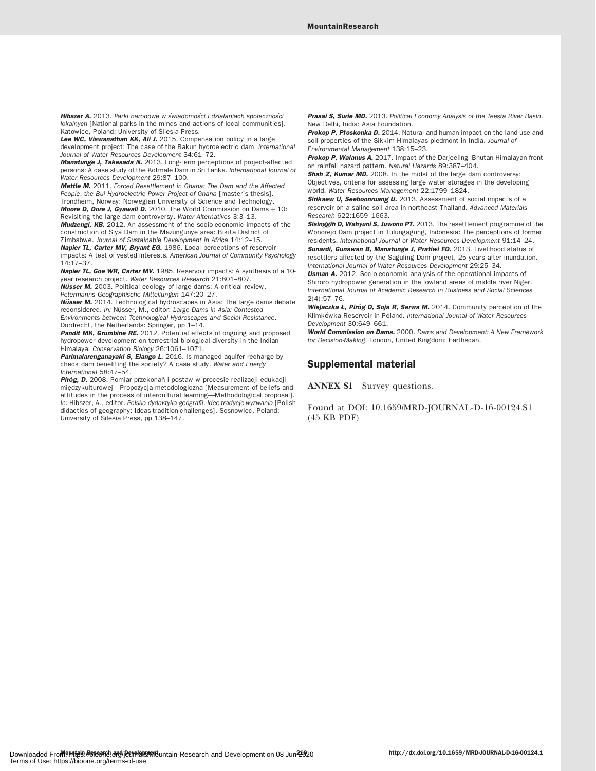**Hibszer A.** 2013. *Parki narodowe w świadomości i działaniach społeczności lokalnych* [National parks in the minds and actions of local communities]. Katowice, Poland: University of Silesia Press.

**Lee WC, Viswanathan KK, Ali J.** 2015. Compensation policy in a large development project: The case of the Bakun hydroelectric dam. *International Journal of Water Resources Development* 34:61–72.

**Manatunge J, Takesada N.** 2013. Long-term perceptions of project-affected persons: A case study of the Kotmale Dam in Sri Lanka. *International Journal of Water Resources Development* 29:87–100.

**Mettle M.** 2011. *Forced Resettlement in Ghana: The Dam and the Affected People, the Bui Hydroelectric Power Project of Ghana* [master's thesis]. Trondheim, Norway: Norwegian University of Science and Technology.

**Moore D, Dore J, Gyawali D.** 2010. The World Commission on Dams + 10: Revisiting the large dam controversy. *Water Alternatives* 3:3–13.

**Mudzengi, KB.** 2012. An assessment of the socio-economic impacts of the construction of Siya Dam in the Mazungunye area: Bikita District of Zimbabwe. *Journal of Sustainable Development in Africa* 14:12–15.

**Napier TL, Carter MV, Bryant EG.** 1986. Local perceptions of reservoir impacts: A test of vested interests. *American Journal of Community Psychology* 14:17–37.

**Napier TL, Goe WR, Carter MV.** 1985. Reservoir impacts: A synthesis of a 10-year research project. *Water Resources Research* 21:801–807.

**Nüsser M.** 2003. Political ecology of large dams: A critical review. *Petermanns Geographische Mitteilungen* 147:20–27.

**Nüsser M.** 2014. Technological hydroscapes in Asia: The large dams debate reconsidered. *In:* Nüsser, M., editor: *Large Dams in Asia: Contested Environments between Technological Hydroscapes and Social Resistance*. Dordrecht, the Netherlands: Springer, pp 1–14.

**Pandit MK, Grumbine RE.** 2012. Potential effects of ongoing and proposed hydropower development on terrestrial biological diversity in the Indian Himalaya. *Conservation Biology* 26:1061–1071.

**Parimalarenganayaki S, Elango L.** 2016. Is managed aquifer recharge by check dam benefiting the society? A case study. *Water and Energy International* 58:47–54.

**Piróg, D.** 2008. Pomiar przekonań i postaw w procesie realizacji edukacji międzykulturowej—Propozycja metodologiczna [Measurement of beliefs and attitudes in the process of intercultural learning—Methodological proposal]. *In:* Hibszer, A., editor. *Polska dydaktyka geografii. Idee-tradycje-wyzwania* [Polish didactics of geography: Ideas-tradition-challenges]. Sosnowiec, Poland: University of Silesia Press, pp 138–147.

**Prasai S, Surie MD.** 2013. *Political Economy Analysis of the Teesta River Basin*. New Delhi, India: Asia Foundation.

**Prokop P, Płoskonka D.** 2014. Natural and human impact on the land use and soil properties of the Sikkim Himalayas piedmont in India. *Journal of Environmental Management* 138:15–23.

**Prokop P, Walanus A.** 2017. Impact of the Darjeeling–Bhutan Himalayan front on rainfall hazard pattern. *Natural Hazards* 89:387–404.

**Shah Z, Kumar MD.** 2008. In the midst of the large dam controversy: Objectives, criteria for assessing large water storages in the developing world. *Water Resources Management* 22:1799–1824.

**Sirikaew U, Seeboonruang U.** 2013. Assessment of social impacts of a reservoir on a saline soil area in northeast Thailand. *Advanced Materials Research* 622:1659–1663.

**Sisinggih D, Wahyuni S, Juwono PT.** 2013. The resettlement programme of the Wonorejo Dam project in Tulungagung, Indonesia: The perceptions of former residents. *International Journal of Water Resources Development* 91:14–24.

**Sunardi, Gunawan B, Manatunge J, Pratiwi FD.** 2013. Livelihood status of resettlers affected by the Saguling Dam project, 25 years after inundation. *International Journal of Water Resources Development* 29:25–34.

**Usman A.** 2012. Socio-economic analysis of the operational impacts of Shiroro hydropower generation in the lowland areas of middle river Niger. *International Journal of Academic Research in Business and Social Sciences* 2(4):57–76.

**Wiejaczka Ł, Piróg D, Soja R, Serwa M.** 2014. Community perception of the Klimkówka Reservoir in Poland. *International Journal of Water Resources Development* 30:649–661.

**World Commission on Dams.** 2000. *Dams and Development: A New Framework for Decision-Making*. London, United Kingdom: Earthscan.

## Supplemental material

**ANNEX S1** Survey questions.

Found at DOI: 10.1659/MRD-JOURNAL-D-16-00124.S1 (45 KB PDF)